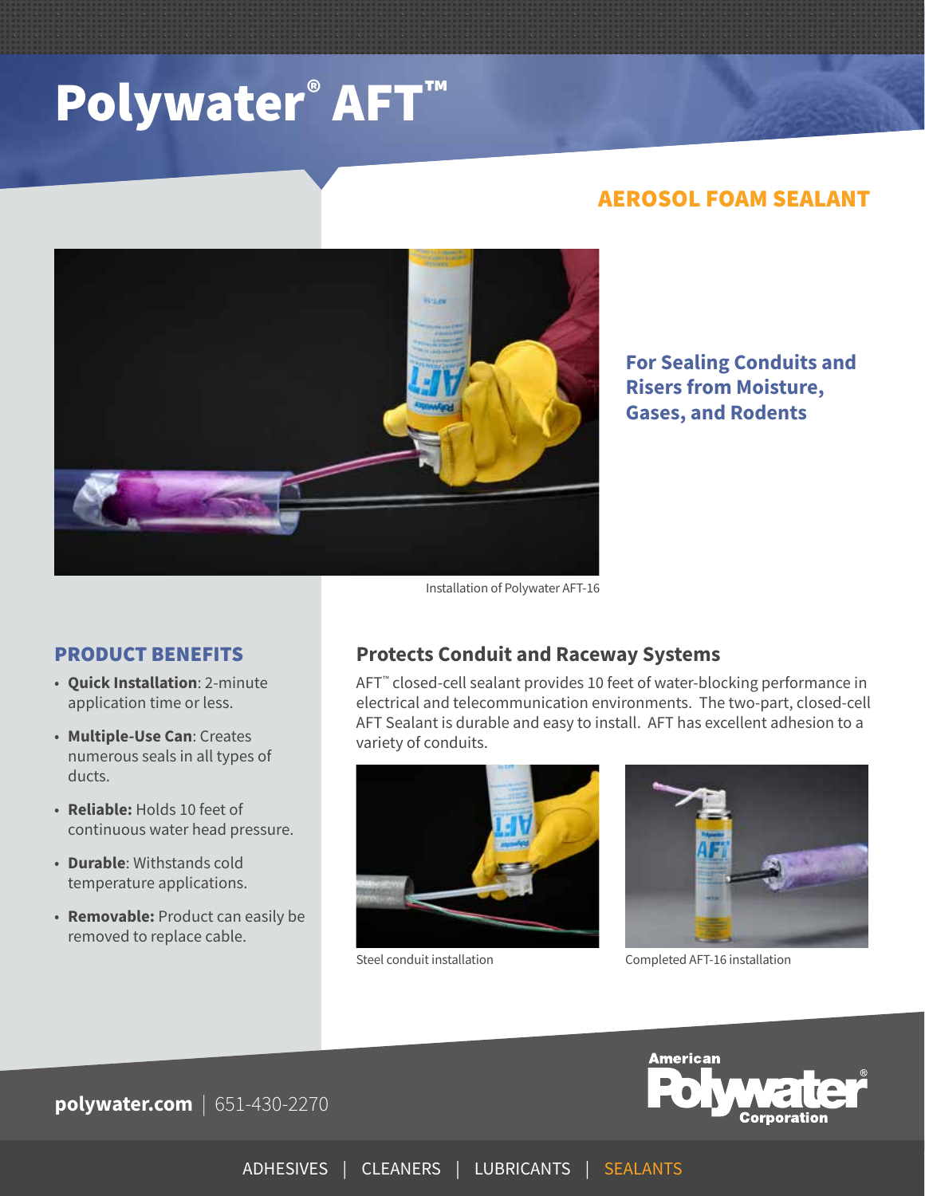# Polywater® AFT™

## AEROSOL FOAM SEALANT

Installation of Polywater AFT-16

**For Sealing Conduits and Risers from Moisture, Gases, and Rodents**

## PRODUCT BENEFITS

- **Quick Installation**: 2-minute application time or less.
- **Multiple-Use Can**: Creates numerous seals in all types of ducts.
- **Reliable:** Holds 10 feet of continuous water head pressure.
- **Durable**: Withstands cold temperature applications.
- **Removable:** Product can easily be removed to replace cable.

## Protects Conduit and Raceway Systems

AFT™ closed-cell sealant provides 10 feet of water-blocking performance in electrical and telecommunication environments. The two-part, closed-cell AFT Sealant is durable and easy to install. AFT has excellent adhesion to a variety of conduits.

Steel conduit installation

Completed AFT-16 installation

**polywater.com** | 651-430-2270

American Polywater® Corporation

ADHESIVES | CLEANERS | LUBRICANTS | SEALANTS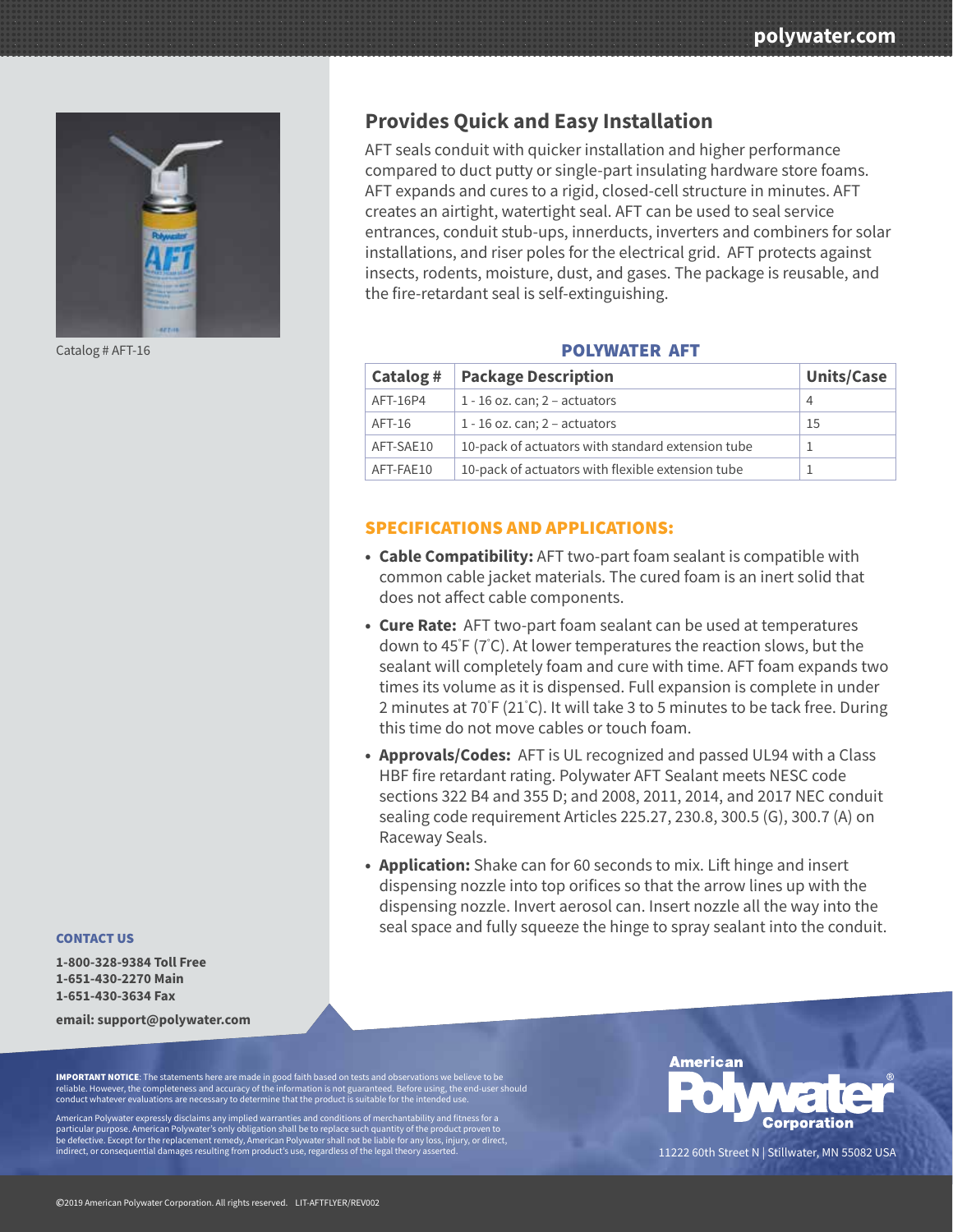Catalog # AFT-16

## Provides Quick and Easy Installation

AFT seals conduit with quicker installation and higher performance compared to duct putty or single-part insulating hardware store foams. AFT expands and cures to a rigid, closed-cell structure in minutes. AFT creates an airtight, watertight seal. AFT can be used to seal service entrances, conduit stub-ups, innerducts, inverters and combiners for solar installations, and riser poles for the electrical grid. AFT protects against insects, rodents, moisture, dust, and gases. The package is reusable, and the fire-retardant seal is self-extinguishing.

### POLYWATER AFT

| Catalog # | Package Description | Units/Case |
|---|---|---|
| AFT-16P4 | 1 - 16 oz. can; 2 – actuators | 4 |
| AFT-16 | 1 - 16 oz. can; 2 – actuators | 15 |
| AFT-SAE10 | 10-pack of actuators with standard extension tube | 1 |
| AFT-FAE10 | 10-pack of actuators with flexible extension tube | 1 |

### SPECIFICATIONS AND APPLICATIONS:

- **Cable Compatibility:** AFT two-part foam sealant is compatible with common cable jacket materials. The cured foam is an inert solid that does not affect cable components.
- **Cure Rate:** AFT two-part foam sealant can be used at temperatures down to 45˚F (7˚C). At lower temperatures the reaction slows, but the sealant will completely foam and cure with time. AFT foam expands two times its volume as it is dispensed. Full expansion is complete in under 2 minutes at 70˚F (21˚C). It will take 3 to 5 minutes to be tack free. During this time do not move cables or touch foam.
- **Approvals/Codes:** AFT is UL recognized and passed UL94 with a Class HBF fire retardant rating. Polywater AFT Sealant meets NESC code sections 322 B4 and 355 D; and 2008, 2011, 2014, and 2017 NEC conduit sealing code requirement Articles 225.27, 230.8, 300.5 (G), 300.7 (A) on Raceway Seals.
- **Application:** Shake can for 60 seconds to mix. Lift hinge and insert dispensing nozzle into top orifices so that the arrow lines up with the dispensing nozzle. Invert aerosol can. Insert nozzle all the way into the seal space and fully squeeze the hinge to spray sealant into the conduit.

**CONTACT US**

**1-800-328-9384 Toll Free**
**1-651-430-2270 Main**
**1-651-430-3634 Fax**

**email: support@polywater.com**

**IMPORTANT NOTICE**: The statements here are made in good faith based on tests and observations we believe to be reliable. However, the completeness and accuracy of the information is not guaranteed. Before using, the end-user should conduct whatever evaluations are necessary to determine that the product is suitable for the intended use.

American Polywater expressly disclaims any implied warranties and conditions of merchantability and fitness for a particular purpose. American Polywater's only obligation shall be to replace such quantity of the product proven to be defective. Except for the replacement remedy, American Polywater shall not be liable for any loss, injury, or direct, indirect, or consequential damages resulting from product's use, regardless of the legal theory asserted.

American Polywater® Corporation

11222 60th Street N | Stillwater, MN 55082 USA

©2019 American Polywater Corporation. All rights reserved. LIT-AFTFLYER/REV002